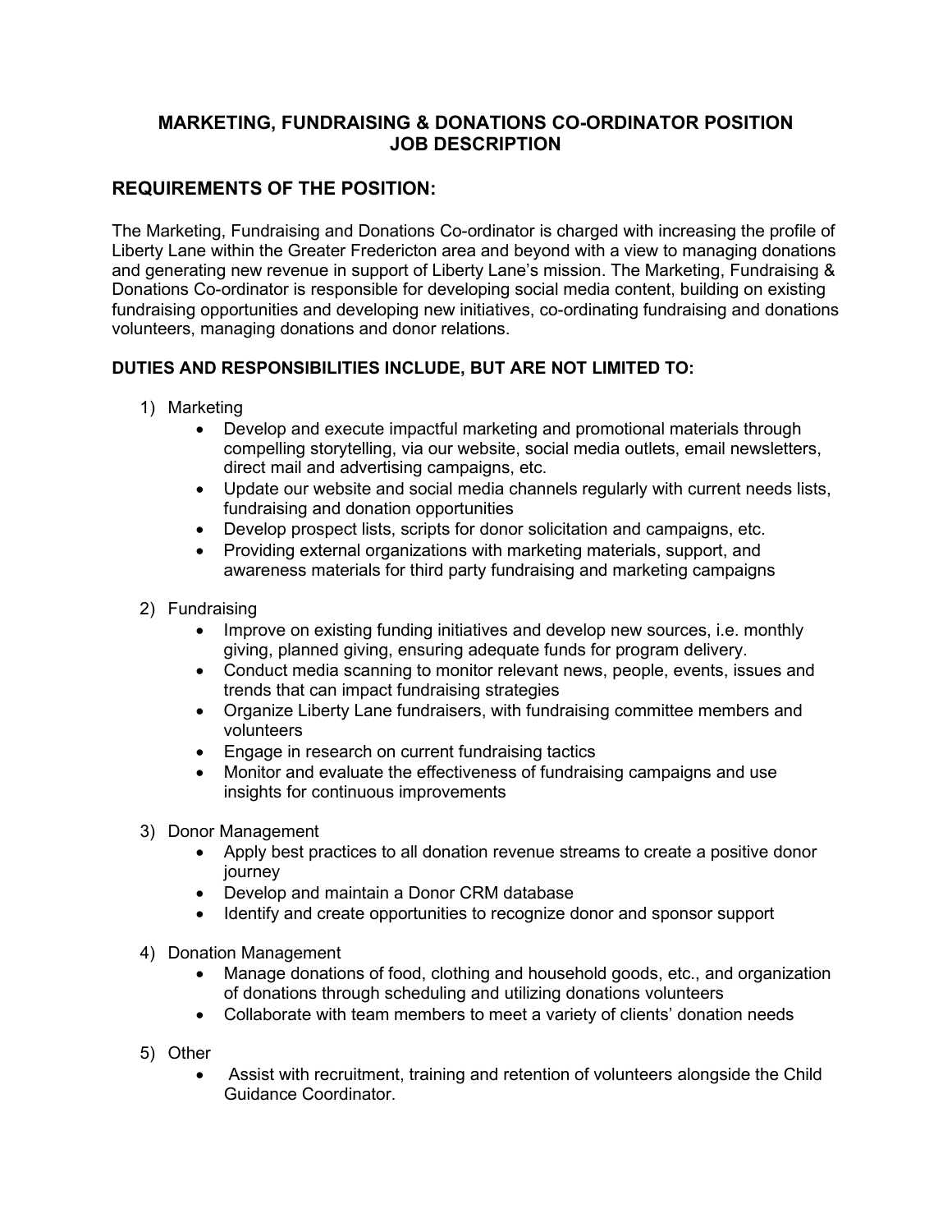# MARKETING, FUNDRAISING & DONATIONS CO-ORDINATOR POSITION JOB DESCRIPTION

## REQUIREMENTS OF THE POSITION:

The Marketing, Fundraising and Donations Co-ordinator is charged with increasing the profile of Liberty Lane within the Greater Fredericton area and beyond with a view to managing donations and generating new revenue in support of Liberty Lane's mission. The Marketing, Fundraising & Donations Co-ordinator is responsible for developing social media content, building on existing fundraising opportunities and developing new initiatives, co-ordinating fundraising and donations volunteers, managing donations and donor relations.

### DUTIES AND RESPONSIBILITIES INCLUDE, BUT ARE NOT LIMITED TO:

1) Marketing
    - Develop and execute impactful marketing and promotional materials through compelling storytelling, via our website, social media outlets, email newsletters, direct mail and advertising campaigns, etc.
    - Update our website and social media channels regularly with current needs lists, fundraising and donation opportunities
    - Develop prospect lists, scripts for donor solicitation and campaigns, etc.
    - Providing external organizations with marketing materials, support, and awareness materials for third party fundraising and marketing campaigns

2) Fundraising
    - Improve on existing funding initiatives and develop new sources, i.e. monthly giving, planned giving, ensuring adequate funds for program delivery.
    - Conduct media scanning to monitor relevant news, people, events, issues and trends that can impact fundraising strategies
    - Organize Liberty Lane fundraisers, with fundraising committee members and volunteers
    - Engage in research on current fundraising tactics
    - Monitor and evaluate the effectiveness of fundraising campaigns and use insights for continuous improvements

3) Donor Management
    - Apply best practices to all donation revenue streams to create a positive donor journey
    - Develop and maintain a Donor CRM database
    - Identify and create opportunities to recognize donor and sponsor support

4) Donation Management
    - Manage donations of food, clothing and household goods, etc., and organization of donations through scheduling and utilizing donations volunteers
    - Collaborate with team members to meet a variety of clients' donation needs

5) Other
    - Assist with recruitment, training and retention of volunteers alongside the Child Guidance Coordinator.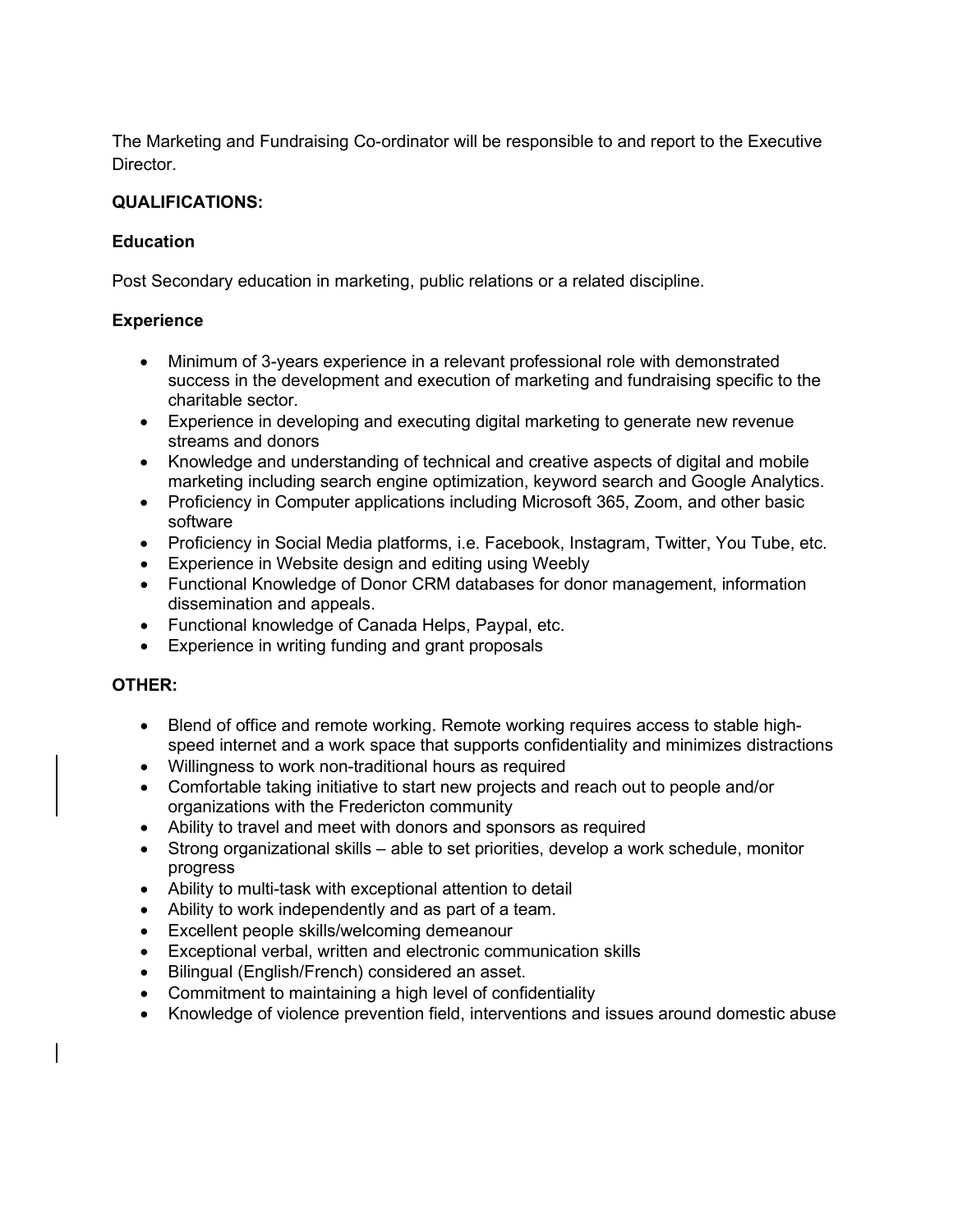The Marketing and Fundraising Co-ordinator will be responsible to and report to the Executive Director.

**QUALIFICATIONS:**

**Education**

Post Secondary education in marketing, public relations or a related discipline.

**Experience**

- Minimum of 3-years experience in a relevant professional role with demonstrated success in the development and execution of marketing and fundraising specific to the charitable sector.
- Experience in developing and executing digital marketing to generate new revenue streams and donors
- Knowledge and understanding of technical and creative aspects of digital and mobile marketing including search engine optimization, keyword search and Google Analytics.
- Proficiency in Computer applications including Microsoft 365, Zoom, and other basic software
- Proficiency in Social Media platforms, i.e. Facebook, Instagram, Twitter, You Tube, etc.
- Experience in Website design and editing using Weebly
- Functional Knowledge of Donor CRM databases for donor management, information dissemination and appeals.
- Functional knowledge of Canada Helps, Paypal, etc.
- Experience in writing funding and grant proposals

**OTHER:**

- Blend of office and remote working. Remote working requires access to stable high-speed internet and a work space that supports confidentiality and minimizes distractions
- Willingness to work non-traditional hours as required
- Comfortable taking initiative to start new projects and reach out to people and/or organizations with the Fredericton community
- Ability to travel and meet with donors and sponsors as required
- Strong organizational skills – able to set priorities, develop a work schedule, monitor progress
- Ability to multi-task with exceptional attention to detail
- Ability to work independently and as part of a team.
- Excellent people skills/welcoming demeanour
- Exceptional verbal, written and electronic communication skills
- Bilingual (English/French) considered an asset.
- Commitment to maintaining a high level of confidentiality
- Knowledge of violence prevention field, interventions and issues around domestic abuse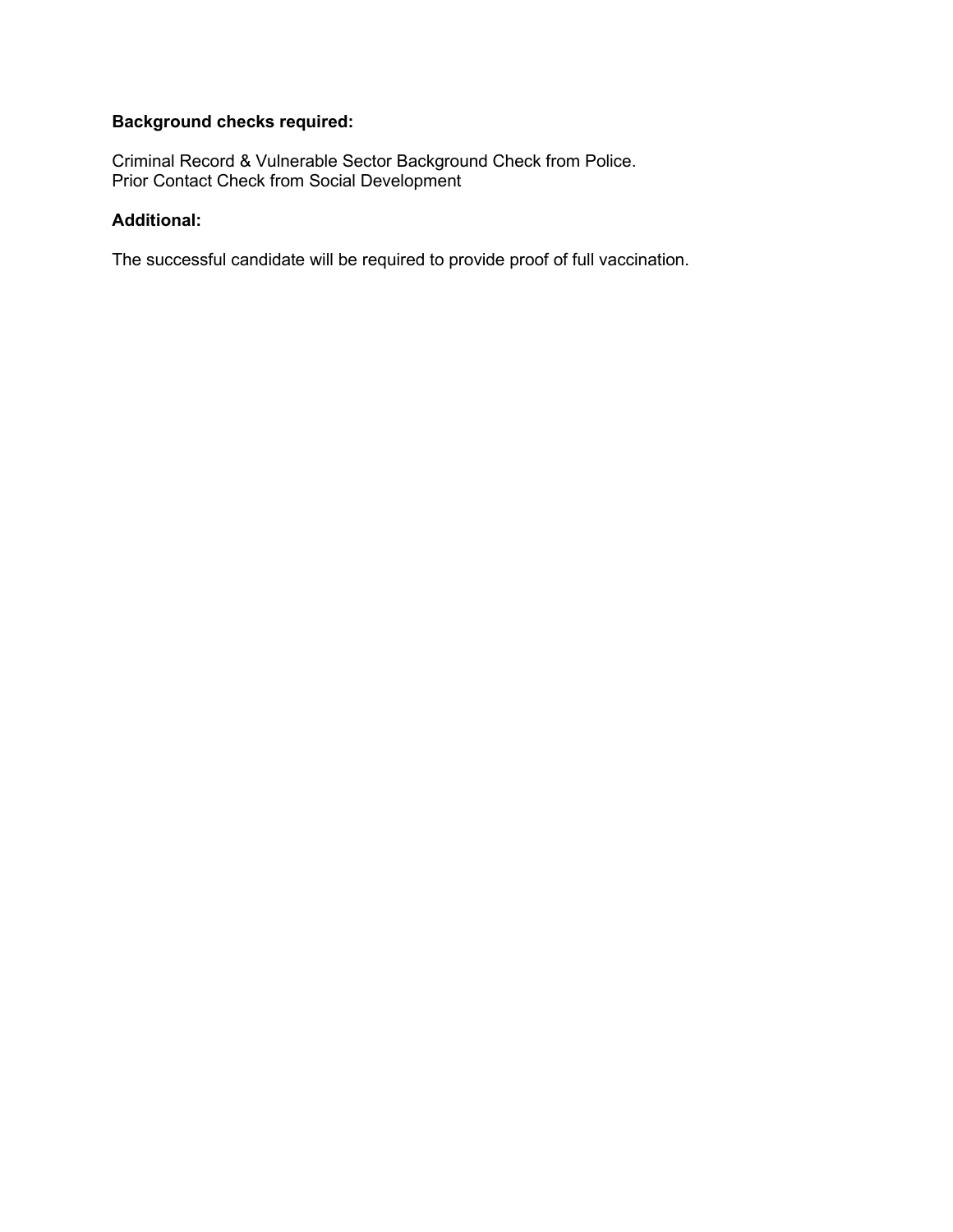**Background checks required:**

Criminal Record & Vulnerable Sector Background Check from Police.
Prior Contact Check from Social Development

**Additional:**

The successful candidate will be required to provide proof of full vaccination.